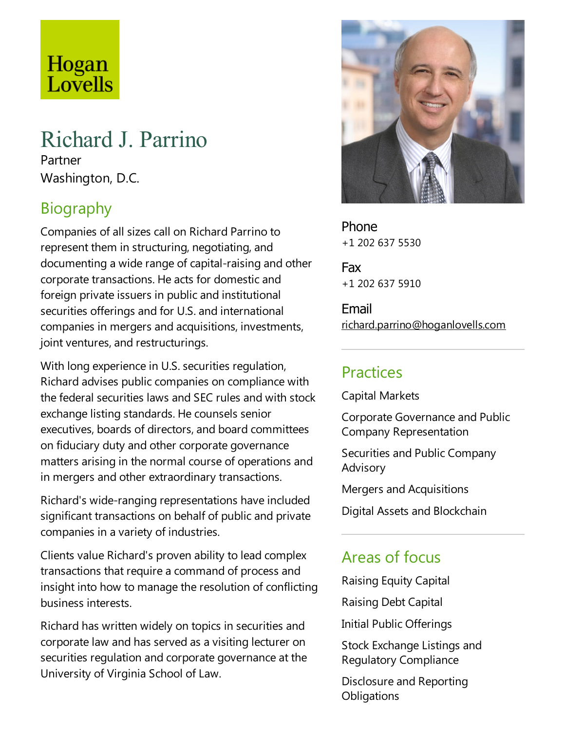Hogan Lovells

# Richard J. Parrino

Partner

Washington, D.C.

## Biography

Companies of all sizes call on Richard Parrino to represent them in structuring, negotiating, and documenting a wide range of capital-raising and other corporate transactions. He acts for domestic and foreign private issuers in public and institutional securities offerings and for U.S. and international companies in mergers and acquisitions, investments, joint ventures, and restructurings.

With long experience in U.S. securities regulation, Richard advises public companies on compliance with the federal securities laws and SEC rules and with stock exchange listing standards. He counsels senior executives, boards of directors, and board committees on fiduciary duty and other corporate governance matters arising in the normal course of operations and in mergers and other extraordinary transactions.

Richard's wide-ranging representations have included significant transactions on behalf of public and private companies in a variety of industries.

Clients value Richard's proven ability to lead complex transactions that require a command of process and insight into how to manage the resolution of conflicting business interests.

Richard has written widely on topics in securities and corporate law and has served as a visiting lecturer on securities regulation and corporate governance at the University of Virginia School of Law.

**Phone**
+1 202 637 5530

**Fax**
+1 202 637 5910

**Email**
richard.parrino@hoganlovells.com

## Practices

Capital Markets

Corporate Governance and Public Company Representation

Securities and Public Company Advisory

Mergers and Acquisitions

Digital Assets and Blockchain

## Areas of focus

Raising Equity Capital

Raising Debt Capital

Initial Public Offerings

Stock Exchange Listings and Regulatory Compliance

Disclosure and Reporting Obligations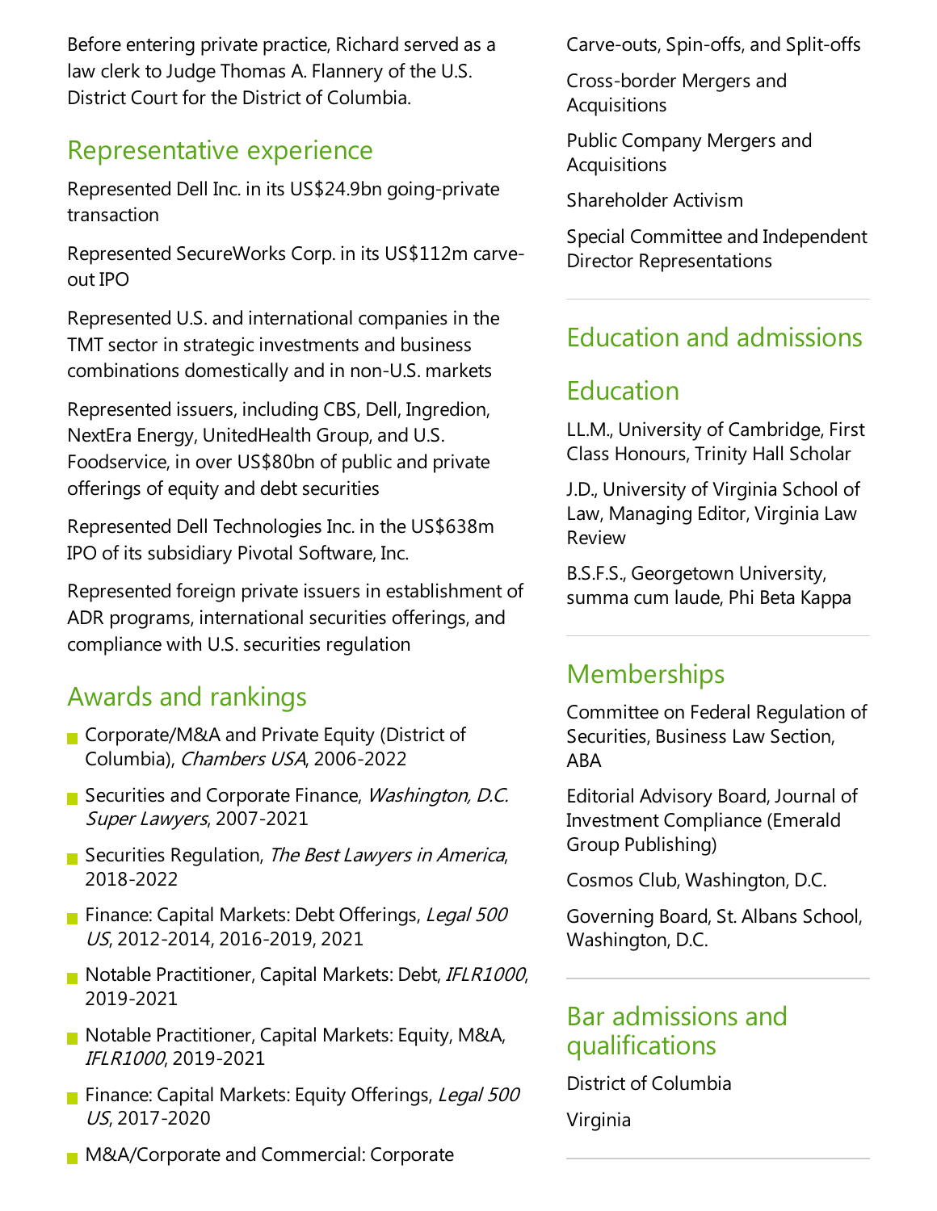Before entering private practice, Richard served as a law clerk to Judge Thomas A. Flannery of the U.S. District Court for the District of Columbia.

## Representative experience

Represented Dell Inc. in its US$24.9bn going-private transaction

Represented SecureWorks Corp. in its US$112m carve-out IPO

Represented U.S. and international companies in the TMT sector in strategic investments and business combinations domestically and in non-U.S. markets

Represented issuers, including CBS, Dell, Ingredion, NextEra Energy, UnitedHealth Group, and U.S. Foodservice, in over US$80bn of public and private offerings of equity and debt securities

Represented Dell Technologies Inc. in the US$638m IPO of its subsidiary Pivotal Software, Inc.

Represented foreign private issuers in establishment of ADR programs, international securities offerings, and compliance with U.S. securities regulation

## Awards and rankings

- Corporate/M&A and Private Equity (District of Columbia), *Chambers USA*, 2006-2022
- Securities and Corporate Finance, *Washington, D.C. Super Lawyers*, 2007-2021
- Securities Regulation, *The Best Lawyers in America*, 2018-2022
- Finance: Capital Markets: Debt Offerings, *Legal 500 US*, 2012-2014, 2016-2019, 2021
- Notable Practitioner, Capital Markets: Debt, *IFLR1000*, 2019-2021
- Notable Practitioner, Capital Markets: Equity, M&A, *IFLR1000*, 2019-2021
- Finance: Capital Markets: Equity Offerings, *Legal 500 US*, 2017-2020
- M&A/Corporate and Commercial: Corporate

Carve-outs, Spin-offs, and Split-offs

Cross-border Mergers and Acquisitions

Public Company Mergers and Acquisitions

Shareholder Activism

Special Committee and Independent Director Representations

## Education and admissions

## Education

LL.M., University of Cambridge, First Class Honours, Trinity Hall Scholar

J.D., University of Virginia School of Law, Managing Editor, Virginia Law Review

B.S.F.S., Georgetown University, summa cum laude, Phi Beta Kappa

## Memberships

Committee on Federal Regulation of Securities, Business Law Section, ABA

Editorial Advisory Board, Journal of Investment Compliance (Emerald Group Publishing)

Cosmos Club, Washington, D.C.

Governing Board, St. Albans School, Washington, D.C.

## Bar admissions and qualifications

District of Columbia

Virginia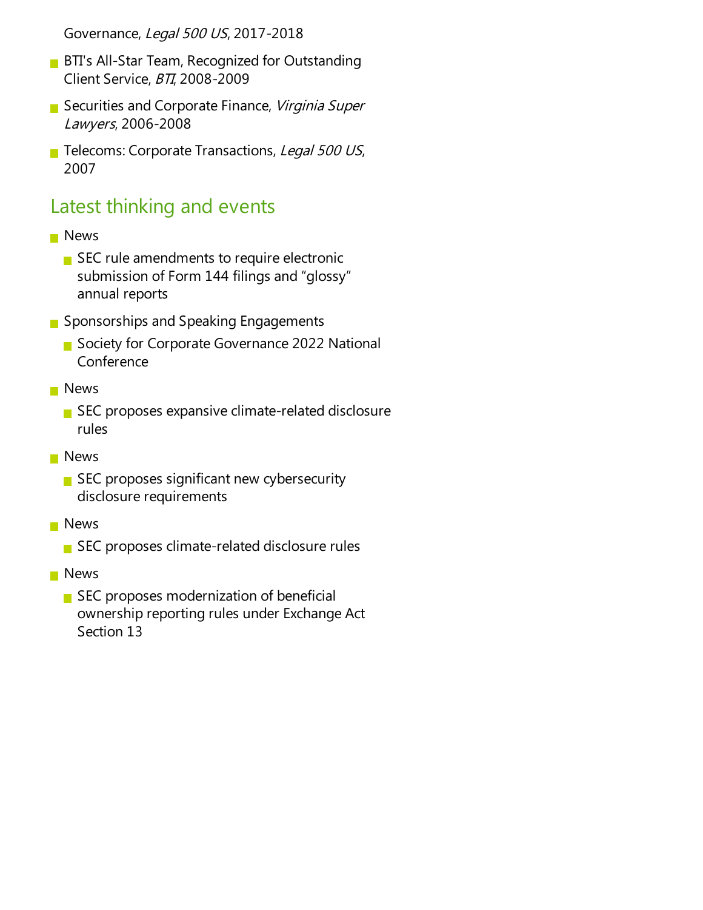Governance, *Legal 500 US*, 2017-2018

- BTI's All-Star Team, Recognized for Outstanding Client Service, *BTI*, 2008-2009
- Securities and Corporate Finance, *Virginia Super Lawyers*, 2006-2008
- Telecoms: Corporate Transactions, *Legal 500 US*, 2007

## Latest thinking and events

- News
  - SEC rule amendments to require electronic submission of Form 144 filings and "glossy" annual reports
- Sponsorships and Speaking Engagements
  - Society for Corporate Governance 2022 National Conference
- News
  - SEC proposes expansive climate-related disclosure rules
- News
  - SEC proposes significant new cybersecurity disclosure requirements
- News
  - SEC proposes climate-related disclosure rules
- News
  - SEC proposes modernization of beneficial ownership reporting rules under Exchange Act Section 13